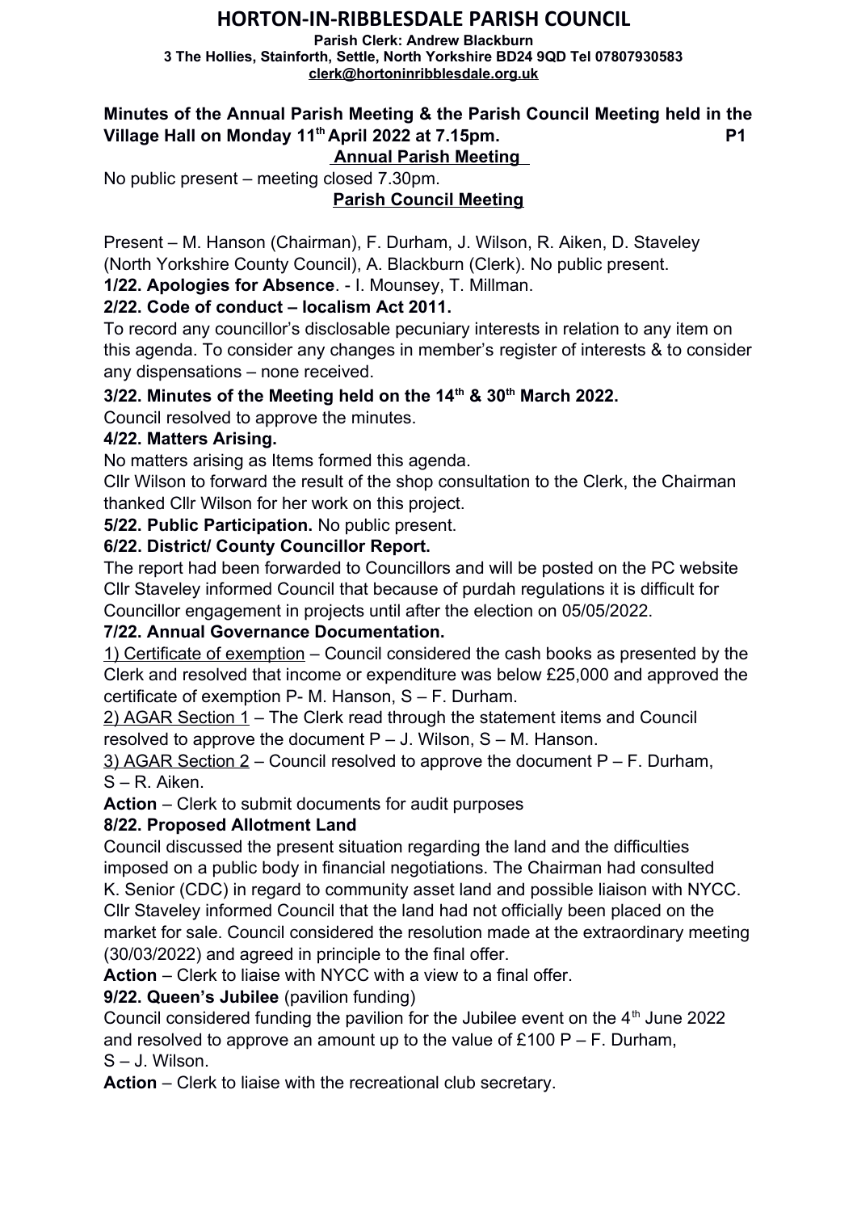# HORTON-IN-RIBBLESDALE PARISH COUNCIL

**Parish Clerk: Andrew Blackburn**
**3 The Hollies, Stainforth, Settle, North Yorkshire BD24 9QD Tel 07807930583**
**clerk@hortoninribblesdale.org.uk**

**Minutes of the Annual Parish Meeting & the Parish Council Meeting held in the Village Hall on Monday 11th April 2022 at 7.15pm.** **P1**

**Annual Parish Meeting**

No public present – meeting closed 7.30pm.

**Parish Council Meeting**

Present – M. Hanson (Chairman), F. Durham, J. Wilson, R. Aiken, D. Staveley (North Yorkshire County Council), A. Blackburn (Clerk). No public present.

**1/22. Apologies for Absence**. - I. Mounsey, T. Millman.

**2/22. Code of conduct – localism Act 2011.**

To record any councillor's disclosable pecuniary interests in relation to any item on this agenda. To consider any changes in member's register of interests & to consider any dispensations – none received.

**3/22. Minutes of the Meeting held on the 14th & 30th March 2022.**

Council resolved to approve the minutes.

**4/22. Matters Arising.**

No matters arising as Items formed this agenda.

Cllr Wilson to forward the result of the shop consultation to the Clerk, the Chairman thanked Cllr Wilson for her work on this project.

**5/22. Public Participation.** No public present.

**6/22. District/ County Councillor Report.**

The report had been forwarded to Councillors and will be posted on the PC website Cllr Staveley informed Council that because of purdah regulations it is difficult for Councillor engagement in projects until after the election on 05/05/2022.

**7/22. Annual Governance Documentation.**

1) Certificate of exemption – Council considered the cash books as presented by the Clerk and resolved that income or expenditure was below £25,000 and approved the certificate of exemption P- M. Hanson, S – F. Durham.

2) AGAR Section 1 – The Clerk read through the statement items and Council resolved to approve the document P – J. Wilson, S – M. Hanson.

3) AGAR Section 2 – Council resolved to approve the document P – F. Durham, S – R. Aiken.

**Action** – Clerk to submit documents for audit purposes

**8/22. Proposed Allotment Land**

Council discussed the present situation regarding the land and the difficulties imposed on a public body in financial negotiations. The Chairman had consulted K. Senior (CDC) in regard to community asset land and possible liaison with NYCC. Cllr Staveley informed Council that the land had not officially been placed on the market for sale. Council considered the resolution made at the extraordinary meeting (30/03/2022) and agreed in principle to the final offer.

**Action** – Clerk to liaise with NYCC with a view to a final offer.

**9/22. Queen's Jubilee** (pavilion funding)

Council considered funding the pavilion for the Jubilee event on the 4th June 2022 and resolved to approve an amount up to the value of £100 P – F. Durham, S – J. Wilson.

**Action** – Clerk to liaise with the recreational club secretary.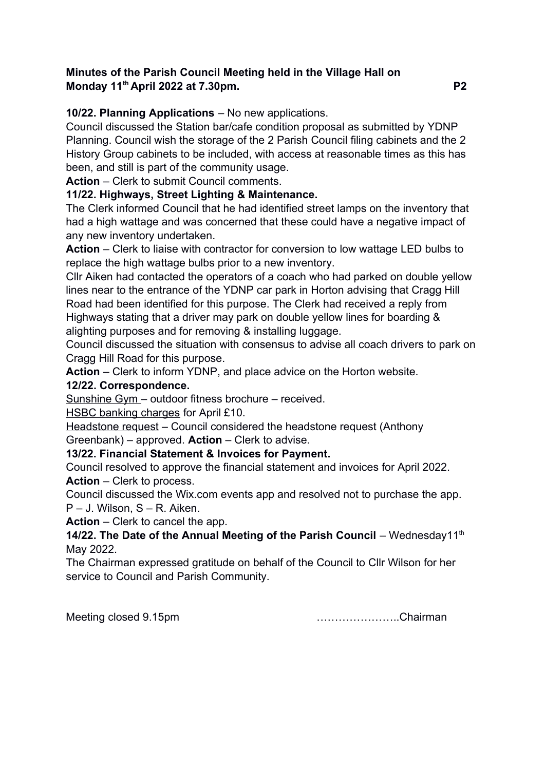**Minutes of the Parish Council Meeting held in the Village Hall on Monday 11th April 2022 at 7.30pm.** **P2**

**10/22. Planning Applications** – No new applications.

Council discussed the Station bar/cafe condition proposal as submitted by YDNP Planning. Council wish the storage of the 2 Parish Council filing cabinets and the 2 History Group cabinets to be included, with access at reasonable times as this has been, and still is part of the community usage.

**Action** – Clerk to submit Council comments.

**11/22. Highways, Street Lighting & Maintenance.**

The Clerk informed Council that he had identified street lamps on the inventory that had a high wattage and was concerned that these could have a negative impact of any new inventory undertaken.

**Action** – Clerk to liaise with contractor for conversion to low wattage LED bulbs to replace the high wattage bulbs prior to a new inventory.

Cllr Aiken had contacted the operators of a coach who had parked on double yellow lines near to the entrance of the YDNP car park in Horton advising that Cragg Hill Road had been identified for this purpose. The Clerk had received a reply from Highways stating that a driver may park on double yellow lines for boarding & alighting purposes and for removing & installing luggage.

Council discussed the situation with consensus to advise all coach drivers to park on Cragg Hill Road for this purpose.

**Action** – Clerk to inform YDNP, and place advice on the Horton website.

**12/22. Correspondence.**

Sunshine Gym – outdoor fitness brochure – received.

HSBC banking charges for April £10.

Headstone request – Council considered the headstone request (Anthony Greenbank) – approved. **Action** – Clerk to advise.

**13/22. Financial Statement & Invoices for Payment.**

Council resolved to approve the financial statement and invoices for April 2022.

**Action** – Clerk to process.

Council discussed the Wix.com events app and resolved not to purchase the app. P – J. Wilson, S – R. Aiken.

**Action** – Clerk to cancel the app.

**14/22. The Date of the Annual Meeting of the Parish Council** – Wednesday11th May 2022.

The Chairman expressed gratitude on behalf of the Council to Cllr Wilson for her service to Council and Parish Community.

Meeting closed 9.15pm …………………..Chairman